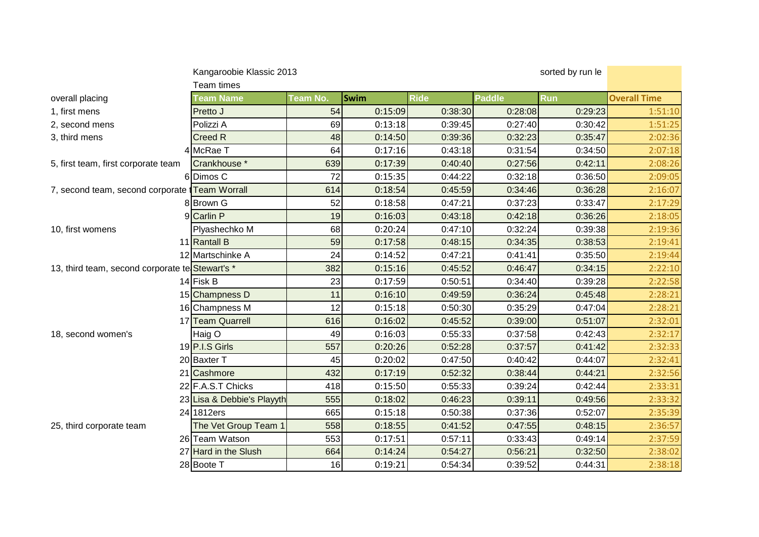Kangaroobie Klassic 2013

Team times

sorted by run le

| overall placing | Team Name | Team No. | Swim | Ride | Paddle | Run | Overall Time |
|---|---|---|---|---|---|---|---|
| 1, first mens | Pretto J | 54 | 0:15:09 | 0:38:30 | 0:28:08 | 0:29:23 | 1:51:10 |
| 2, second mens | Polizzi A | 69 | 0:13:18 | 0:39:45 | 0:27:40 | 0:30:42 | 1:51:25 |
| 3, third mens | Creed R | 48 | 0:14:50 | 0:39:36 | 0:32:23 | 0:35:47 | 2:02:36 |
| 4 | McRae T | 64 | 0:17:16 | 0:43:18 | 0:31:54 | 0:34:50 | 2:07:18 |
| 5, first team, first corporate team | Crankhouse * | 639 | 0:17:39 | 0:40:40 | 0:27:56 | 0:42:11 | 2:08:26 |
| 6 | Dimos C | 72 | 0:15:35 | 0:44:22 | 0:32:18 | 0:36:50 | 2:09:05 |
| 7, second team, second corporate t | Team Worrall | 614 | 0:18:54 | 0:45:59 | 0:34:46 | 0:36:28 | 2:16:07 |
| 8 | Brown G | 52 | 0:18:58 | 0:47:21 | 0:37:23 | 0:33:47 | 2:17:29 |
| 9 | Carlin P | 19 | 0:16:03 | 0:43:18 | 0:42:18 | 0:36:26 | 2:18:05 |
| 10, first womens | Plyashechko M | 68 | 0:20:24 | 0:47:10 | 0:32:24 | 0:39:38 | 2:19:36 |
| 11 | Rantall B | 59 | 0:17:58 | 0:48:15 | 0:34:35 | 0:38:53 | 2:19:41 |
| 12 | Martschinke A | 24 | 0:14:52 | 0:47:21 | 0:41:41 | 0:35:50 | 2:19:44 |
| 13, third team, second corporate te | Stewart's * | 382 | 0:15:16 | 0:45:52 | 0:46:47 | 0:34:15 | 2:22:10 |
| 14 | Fisk B | 23 | 0:17:59 | 0:50:51 | 0:34:40 | 0:39:28 | 2:22:58 |
| 15 | Champness D | 11 | 0:16:10 | 0:49:59 | 0:36:24 | 0:45:48 | 2:28:21 |
| 16 | Champness M | 12 | 0:15:18 | 0:50:30 | 0:35:29 | 0:47:04 | 2:28:21 |
| 17 | Team Quarrell | 616 | 0:16:02 | 0:45:52 | 0:39:00 | 0:51:07 | 2:32:01 |
| 18, second women's | Haig O | 49 | 0:16:03 | 0:55:33 | 0:37:58 | 0:42:43 | 2:32:17 |
| 19 | P.I.S Girls | 557 | 0:20:26 | 0:52:28 | 0:37:57 | 0:41:42 | 2:32:33 |
| 20 | Baxter T | 45 | 0:20:02 | 0:47:50 | 0:40:42 | 0:44:07 | 2:32:41 |
| 21 | Cashmore | 432 | 0:17:19 | 0:52:32 | 0:38:44 | 0:44:21 | 2:32:56 |
| 22 | F.A.S.T Chicks | 418 | 0:15:50 | 0:55:33 | 0:39:24 | 0:42:44 | 2:33:31 |
| 23 | Lisa & Debbie's Playyth | 555 | 0:18:02 | 0:46:23 | 0:39:11 | 0:49:56 | 2:33:32 |
| 24 | 1812ers | 665 | 0:15:18 | 0:50:38 | 0:37:36 | 0:52:07 | 2:35:39 |
| 25, third corporate team | The Vet Group Team 1 | 558 | 0:18:55 | 0:41:52 | 0:47:55 | 0:48:15 | 2:36:57 |
| 26 | Team Watson | 553 | 0:17:51 | 0:57:11 | 0:33:43 | 0:49:14 | 2:37:59 |
| 27 | Hard in the Slush | 664 | 0:14:24 | 0:54:27 | 0:56:21 | 0:32:50 | 2:38:02 |
| 28 | Boote T | 16 | 0:19:21 | 0:54:34 | 0:39:52 | 0:44:31 | 2:38:18 |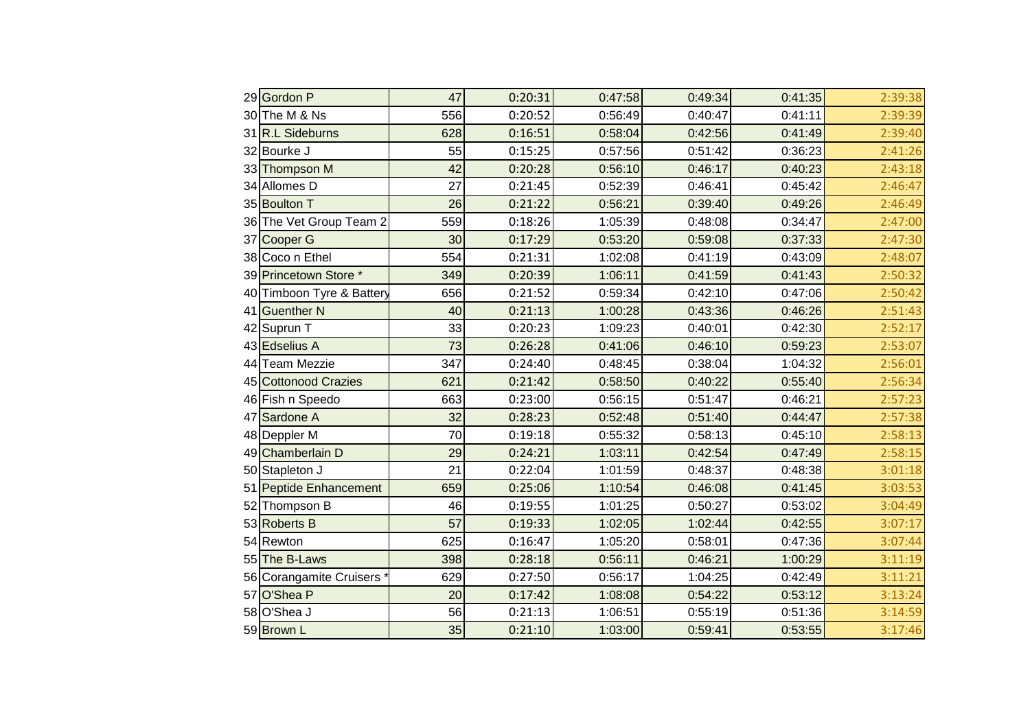| | | | | | | | |
|---|---|---|---|---|---|---|---|
| 29 | Gordon P | 47 | 0:20:31 | 0:47:58 | 0:49:34 | 0:41:35 | 2:39:38 |
| 30 | The M & Ns | 556 | 0:20:52 | 0:56:49 | 0:40:47 | 0:41:11 | 2:39:39 |
| 31 | R.L Sideburns | 628 | 0:16:51 | 0:58:04 | 0:42:56 | 0:41:49 | 2:39:40 |
| 32 | Bourke J | 55 | 0:15:25 | 0:57:56 | 0:51:42 | 0:36:23 | 2:41:26 |
| 33 | Thompson M | 42 | 0:20:28 | 0:56:10 | 0:46:17 | 0:40:23 | 2:43:18 |
| 34 | Allomes D | 27 | 0:21:45 | 0:52:39 | 0:46:41 | 0:45:42 | 2:46:47 |
| 35 | Boulton T | 26 | 0:21:22 | 0:56:21 | 0:39:40 | 0:49:26 | 2:46:49 |
| 36 | The Vet Group Team 2 | 559 | 0:18:26 | 1:05:39 | 0:48:08 | 0:34:47 | 2:47:00 |
| 37 | Cooper G | 30 | 0:17:29 | 0:53:20 | 0:59:08 | 0:37:33 | 2:47:30 |
| 38 | Coco n Ethel | 554 | 0:21:31 | 1:02:08 | 0:41:19 | 0:43:09 | 2:48:07 |
| 39 | Princetown Store * | 349 | 0:20:39 | 1:06:11 | 0:41:59 | 0:41:43 | 2:50:32 |
| 40 | Timboon Tyre & Battery | 656 | 0:21:52 | 0:59:34 | 0:42:10 | 0:47:06 | 2:50:42 |
| 41 | Guenther N | 40 | 0:21:13 | 1:00:28 | 0:43:36 | 0:46:26 | 2:51:43 |
| 42 | Suprun T | 33 | 0:20:23 | 1:09:23 | 0:40:01 | 0:42:30 | 2:52:17 |
| 43 | Edselius A | 73 | 0:26:28 | 0:41:06 | 0:46:10 | 0:59:23 | 2:53:07 |
| 44 | Team Mezzie | 347 | 0:24:40 | 0:48:45 | 0:38:04 | 1:04:32 | 2:56:01 |
| 45 | Cottonood Crazies | 621 | 0:21:42 | 0:58:50 | 0:40:22 | 0:55:40 | 2:56:34 |
| 46 | Fish n Speedo | 663 | 0:23:00 | 0:56:15 | 0:51:47 | 0:46:21 | 2:57:23 |
| 47 | Sardone A | 32 | 0:28:23 | 0:52:48 | 0:51:40 | 0:44:47 | 2:57:38 |
| 48 | Deppler M | 70 | 0:19:18 | 0:55:32 | 0:58:13 | 0:45:10 | 2:58:13 |
| 49 | Chamberlain D | 29 | 0:24:21 | 1:03:11 | 0:42:54 | 0:47:49 | 2:58:15 |
| 50 | Stapleton J | 21 | 0:22:04 | 1:01:59 | 0:48:37 | 0:48:38 | 3:01:18 |
| 51 | Peptide Enhancement | 659 | 0:25:06 | 1:10:54 | 0:46:08 | 0:41:45 | 3:03:53 |
| 52 | Thompson B | 46 | 0:19:55 | 1:01:25 | 0:50:27 | 0:53:02 | 3:04:49 |
| 53 | Roberts B | 57 | 0:19:33 | 1:02:05 | 1:02:44 | 0:42:55 | 3:07:17 |
| 54 | Rewton | 625 | 0:16:47 | 1:05:20 | 0:58:01 | 0:47:36 | 3:07:44 |
| 55 | The B-Laws | 398 | 0:28:18 | 0:56:11 | 0:46:21 | 1:00:29 | 3:11:19 |
| 56 | Corangamite Cruisers * | 629 | 0:27:50 | 0:56:17 | 1:04:25 | 0:42:49 | 3:11:21 |
| 57 | O'Shea P | 20 | 0:17:42 | 1:08:08 | 0:54:22 | 0:53:12 | 3:13:24 |
| 58 | O'Shea J | 56 | 0:21:13 | 1:06:51 | 0:55:19 | 0:51:36 | 3:14:59 |
| 59 | Brown L | 35 | 0:21:10 | 1:03:00 | 0:59:41 | 0:53:55 | 3:17:46 |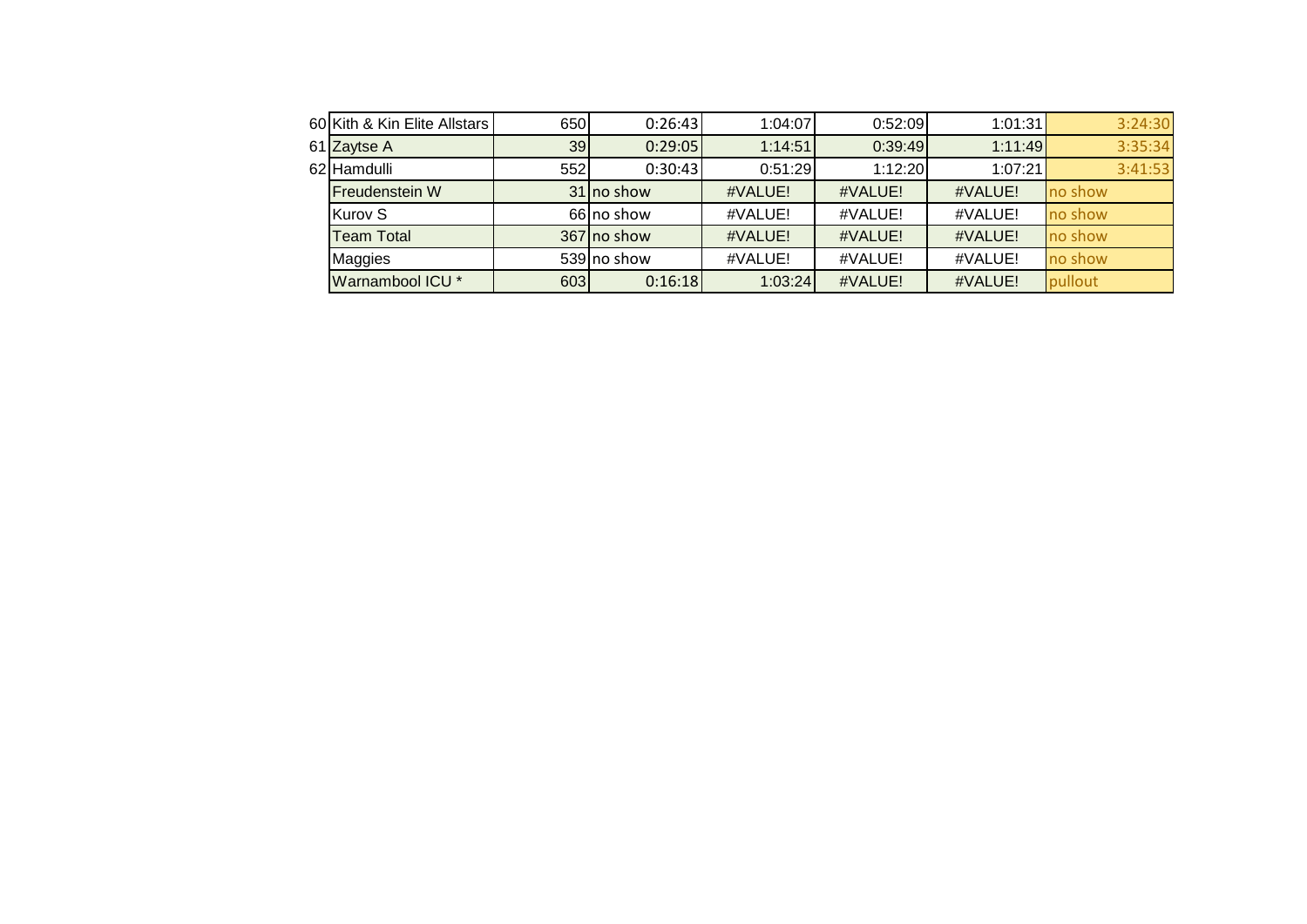| | | | | | | | |
|---|---|---|---|---|---|---|---|
| 60 | Kith & Kin Elite Allstars | 650 | 0:26:43 | 1:04:07 | 0:52:09 | 1:01:31 | 3:24:30 |
| 61 | Zaytse A | 39 | 0:29:05 | 1:14:51 | 0:39:49 | 1:11:49 | 3:35:34 |
| 62 | Hamdulli | 552 | 0:30:43 | 0:51:29 | 1:12:20 | 1:07:21 | 3:41:53 |
| | Freudenstein W | 31 | no show | #VALUE! | #VALUE! | #VALUE! | no show |
| | Kurov S | 66 | no show | #VALUE! | #VALUE! | #VALUE! | no show |
| | Team Total | 367 | no show | #VALUE! | #VALUE! | #VALUE! | no show |
| | Maggies | 539 | no show | #VALUE! | #VALUE! | #VALUE! | no show |
| | Warnambool ICU * | 603 | 0:16:18 | 1:03:24 | #VALUE! | #VALUE! | pullout |